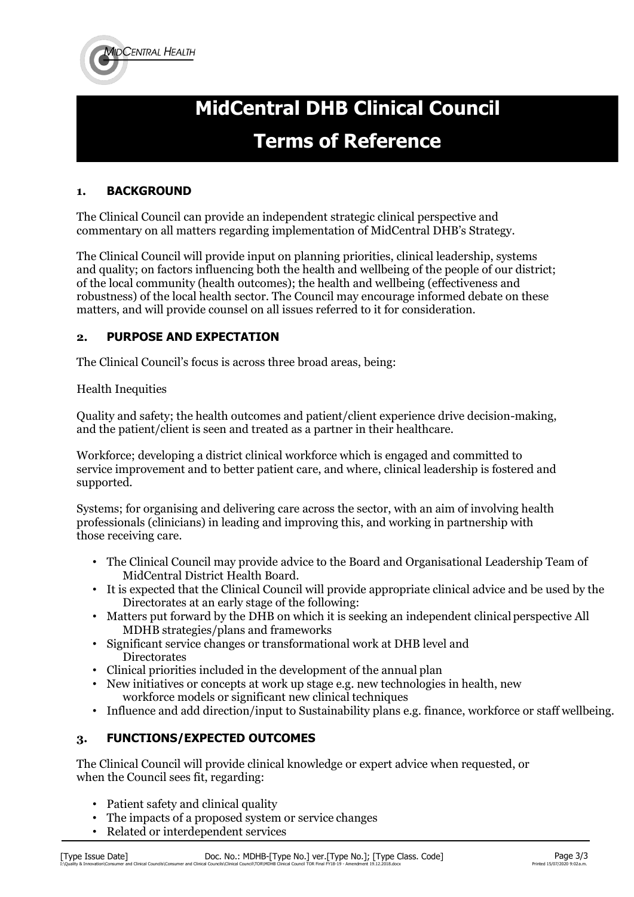# MidCentral DHB Clinical Council

# Terms of Reference

## 1. BACKGROUND

The Clinical Council can provide an independent strategic clinical perspective and commentary on all matters regarding implementation of MidCentral DHB's Strategy.

The Clinical Council will provide input on planning priorities, clinical leadership, systems and quality; on factors influencing both the health and wellbeing of the people of our district; of the local community (health outcomes); the health and wellbeing (effectiveness and robustness) of the local health sector. The Council may encourage informed debate on these matters, and will provide counsel on all issues referred to it for consideration.

## 2. PURPOSE AND EXPECTATION

The Clinical Council's focus is across three broad areas, being:

Health Inequities

Quality and safety; the health outcomes and patient/client experience drive decision-making, and the patient/client is seen and treated as a partner in their healthcare.

Workforce; developing a district clinical workforce which is engaged and committed to service improvement and to better patient care, and where, clinical leadership is fostered and supported.

Systems; for organising and delivering care across the sector, with an aim of involving health professionals (clinicians) in leading and improving this, and working in partnership with those receiving care.

- The Clinical Council may provide advice to the Board and Organisational Leadership Team of MidCentral District Health Board.
- It is expected that the Clinical Council will provide appropriate clinical advice and be used by the Directorates at an early stage of the following:
- Matters put forward by the DHB on which it is seeking an independent clinical perspective All MDHB strategies/plans and frameworks
- Significant service changes or transformational work at DHB level and Directorates
- Clinical priorities included in the development of the annual plan
- New initiatives or concepts at work up stage e.g. new technologies in health, new workforce models or significant new clinical techniques
- Influence and add direction/input to Sustainability plans e.g. finance, workforce or staff wellbeing.

## 3. FUNCTIONS/EXPECTED OUTCOMES

The Clinical Council will provide clinical knowledge or expert advice when requested, or when the Council sees fit, regarding:

- Patient safety and clinical quality
- The impacts of a proposed system or service changes
- Related or interdependent services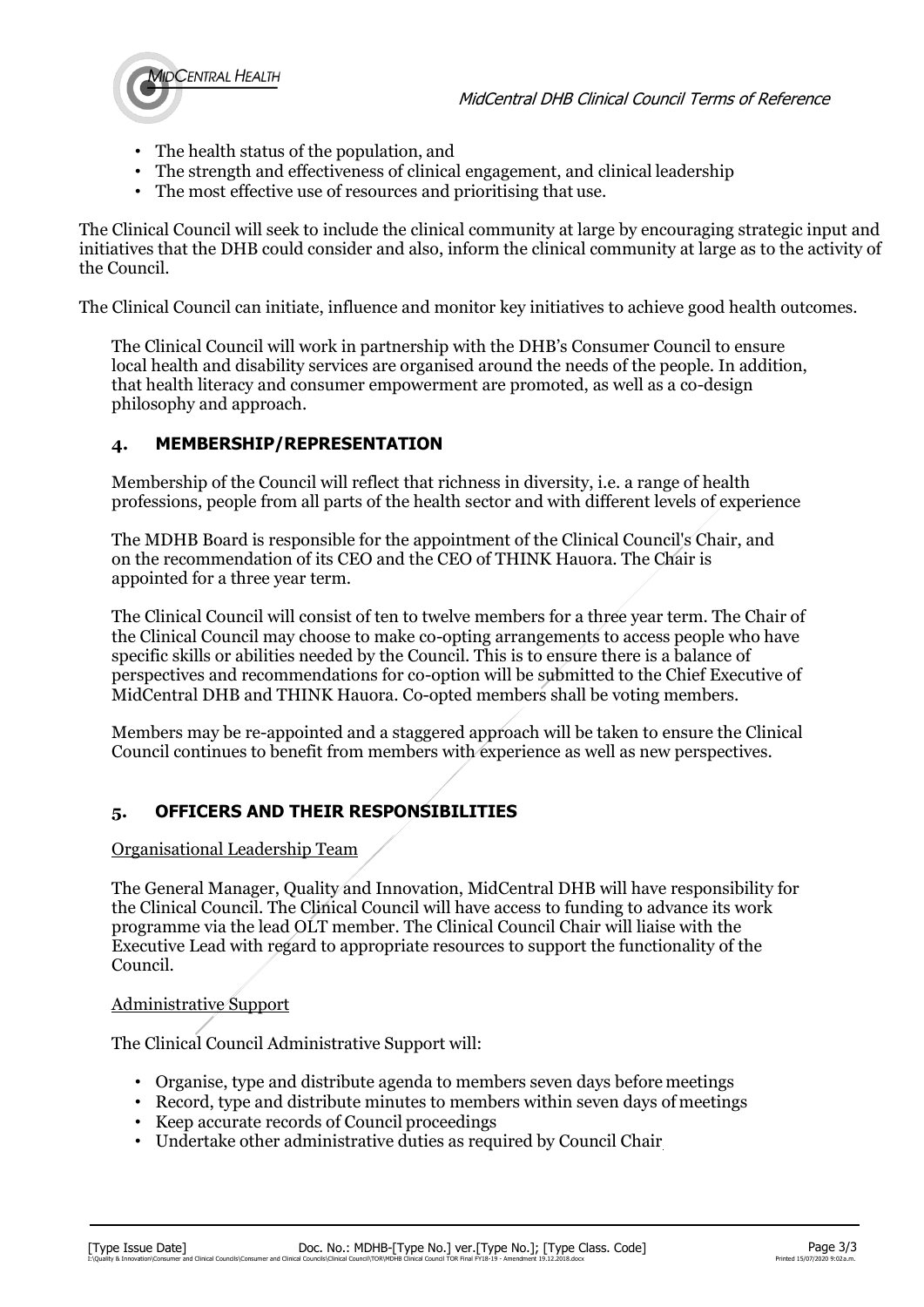- The health status of the population, and
- The strength and effectiveness of clinical engagement, and clinical leadership
- The most effective use of resources and prioritising that use.

The Clinical Council will seek to include the clinical community at large by encouraging strategic input and initiatives that the DHB could consider and also, inform the clinical community at large as to the activity of the Council.

The Clinical Council can initiate, influence and monitor key initiatives to achieve good health outcomes.

The Clinical Council will work in partnership with the DHB's Consumer Council to ensure local health and disability services are organised around the needs of the people. In addition, that health literacy and consumer empowerment are promoted, as well as a co-design philosophy and approach.

## 4. MEMBERSHIP/REPRESENTATION

Membership of the Council will reflect that richness in diversity, i.e. a range of health professions, people from all parts of the health sector and with different levels of experience

The MDHB Board is responsible for the appointment of the Clinical Council's Chair, and on the recommendation of its CEO and the CEO of THINK Hauora. The Chair is appointed for a three year term.

The Clinical Council will consist of ten to twelve members for a three year term. The Chair of the Clinical Council may choose to make co-opting arrangements to access people who have specific skills or abilities needed by the Council. This is to ensure there is a balance of perspectives and recommendations for co-option will be submitted to the Chief Executive of MidCentral DHB and THINK Hauora. Co-opted members shall be voting members.

Members may be re-appointed and a staggered approach will be taken to ensure the Clinical Council continues to benefit from members with experience as well as new perspectives.

## 5. OFFICERS AND THEIR RESPONSIBILITIES

Organisational Leadership Team

The General Manager, Quality and Innovation, MidCentral DHB will have responsibility for the Clinical Council. The Clinical Council will have access to funding to advance its work programme via the lead OLT member. The Clinical Council Chair will liaise with the Executive Lead with regard to appropriate resources to support the functionality of the Council.

Administrative Support

The Clinical Council Administrative Support will:

- Organise, type and distribute agenda to members seven days before meetings
- Record, type and distribute minutes to members within seven days of meetings
- Keep accurate records of Council proceedings
- Undertake other administrative duties as required by Council Chair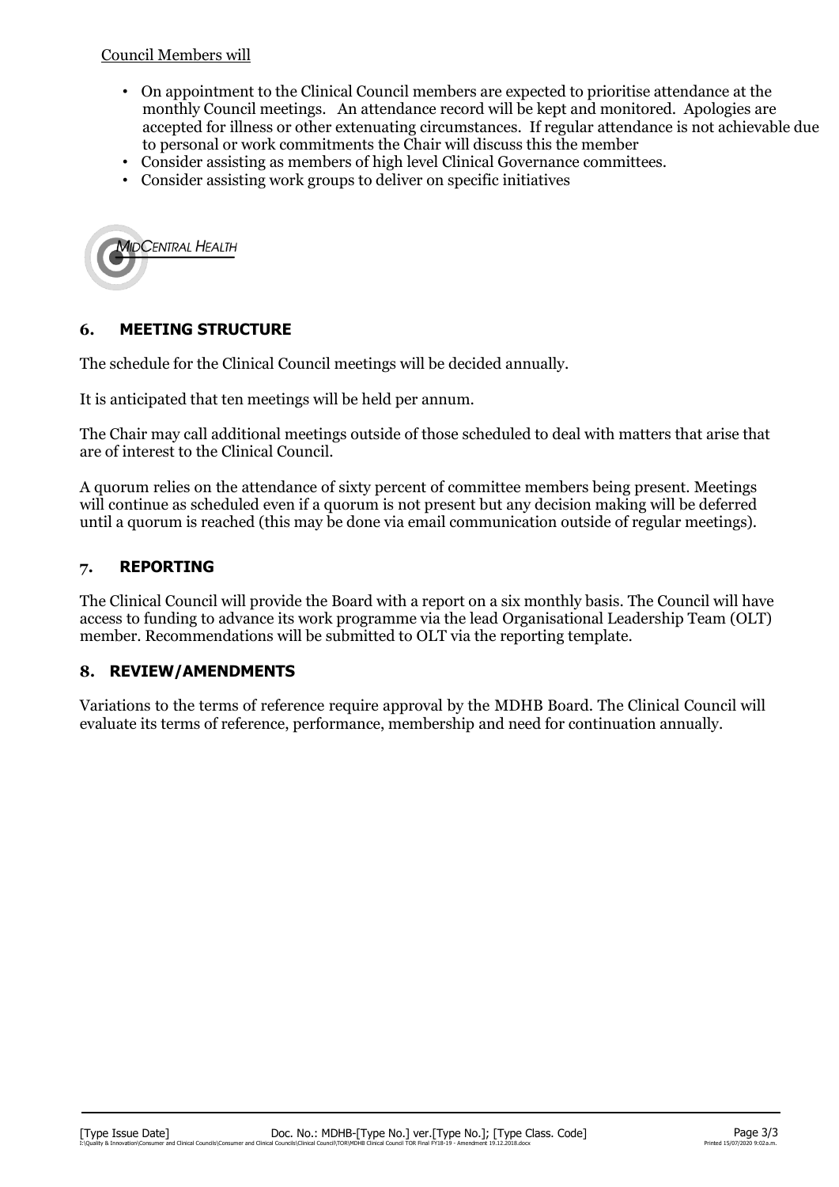Council Members will

- On appointment to the Clinical Council members are expected to prioritise attendance at the monthly Council meetings. An attendance record will be kept and monitored. Apologies are accepted for illness or other extenuating circumstances. If regular attendance is not achievable due to personal or work commitments the Chair will discuss this the member
- Consider assisting as members of high level Clinical Governance committees.
- Consider assisting work groups to deliver on specific initiatives

## 6. MEETING STRUCTURE

The schedule for the Clinical Council meetings will be decided annually.

It is anticipated that ten meetings will be held per annum.

The Chair may call additional meetings outside of those scheduled to deal with matters that arise that are of interest to the Clinical Council.

A quorum relies on the attendance of sixty percent of committee members being present. Meetings will continue as scheduled even if a quorum is not present but any decision making will be deferred until a quorum is reached (this may be done via email communication outside of regular meetings).

## 7. REPORTING

The Clinical Council will provide the Board with a report on a six monthly basis. The Council will have access to funding to advance its work programme via the lead Organisational Leadership Team (OLT) member. Recommendations will be submitted to OLT via the reporting template.

## 8. REVIEW/AMENDMENTS

Variations to the terms of reference require approval by the MDHB Board. The Clinical Council will evaluate its terms of reference, performance, membership and need for continuation annually.